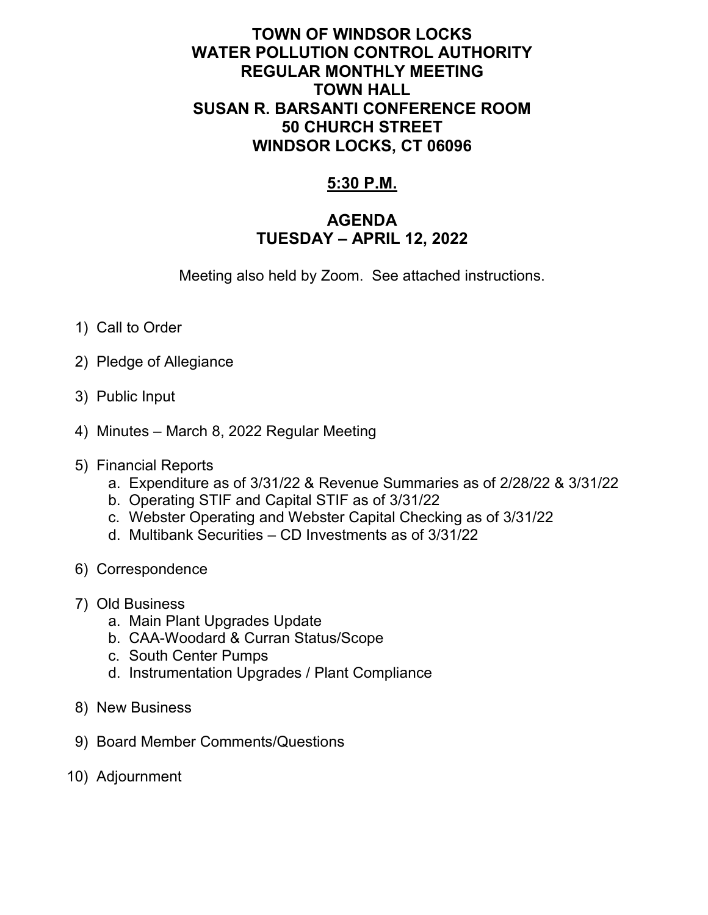# TOWN OF WINDSOR LOCKS
# WATER POLLUTION CONTROL AUTHORITY
# REGULAR MONTHLY MEETING
# TOWN HALL
# SUSAN R. BARSANTI CONFERENCE ROOM
# 50 CHURCH STREET
# WINDSOR LOCKS, CT 06096

## 5:30 P.M.

## AGENDA
## TUESDAY – APRIL 12, 2022

Meeting also held by Zoom. See attached instructions.

1) Call to Order
2) Pledge of Allegiance
3) Public Input
4) Minutes – March 8, 2022 Regular Meeting
5) Financial Reports
    a. Expenditure as of 3/31/22 & Revenue Summaries as of 2/28/22 & 3/31/22
    b. Operating STIF and Capital STIF as of 3/31/22
    c. Webster Operating and Webster Capital Checking as of 3/31/22
    d. Multibank Securities – CD Investments as of 3/31/22
6) Correspondence
7) Old Business
    a. Main Plant Upgrades Update
    b. CAA-Woodard & Curran Status/Scope
    c. South Center Pumps
    d. Instrumentation Upgrades / Plant Compliance
8) New Business
9) Board Member Comments/Questions
10) Adjournment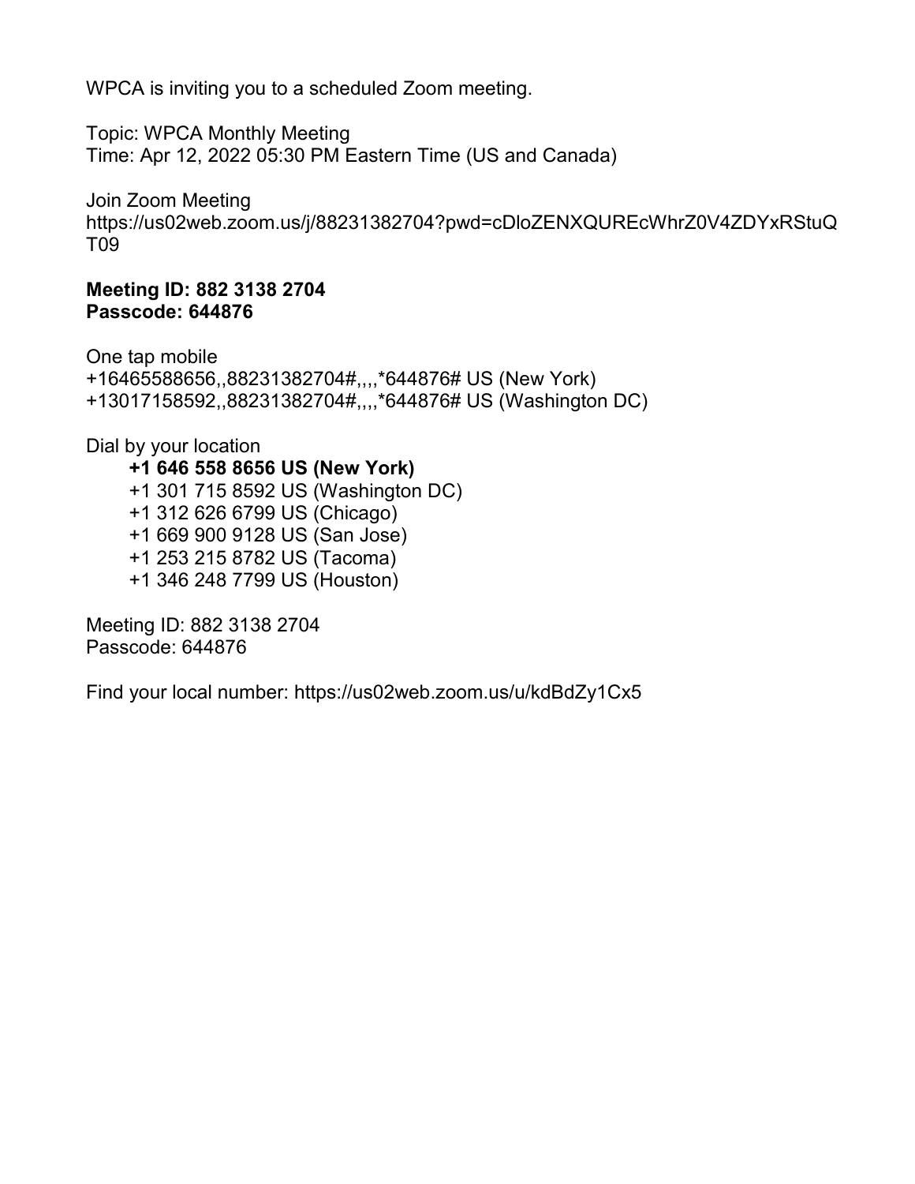WPCA is inviting you to a scheduled Zoom meeting.

Topic: WPCA Monthly Meeting
Time: Apr 12, 2022 05:30 PM Eastern Time (US and Canada)

Join Zoom Meeting
https://us02web.zoom.us/j/88231382704?pwd=cDloZENXQUREcWhrZ0V4ZDYxRStuQT09

**Meeting ID: 882 3138 2704**
**Passcode: 644876**

One tap mobile
+16465588656,,88231382704#,,,,*644876# US (New York)
+13017158592,,88231382704#,,,,*644876# US (Washington DC)

Dial by your location

**+1 646 558 8656 US (New York)**
+1 301 715 8592 US (Washington DC)
+1 312 626 6799 US (Chicago)
+1 669 900 9128 US (San Jose)
+1 253 215 8782 US (Tacoma)
+1 346 248 7799 US (Houston)

Meeting ID: 882 3138 2704
Passcode: 644876

Find your local number: https://us02web.zoom.us/u/kdBdZy1Cx5